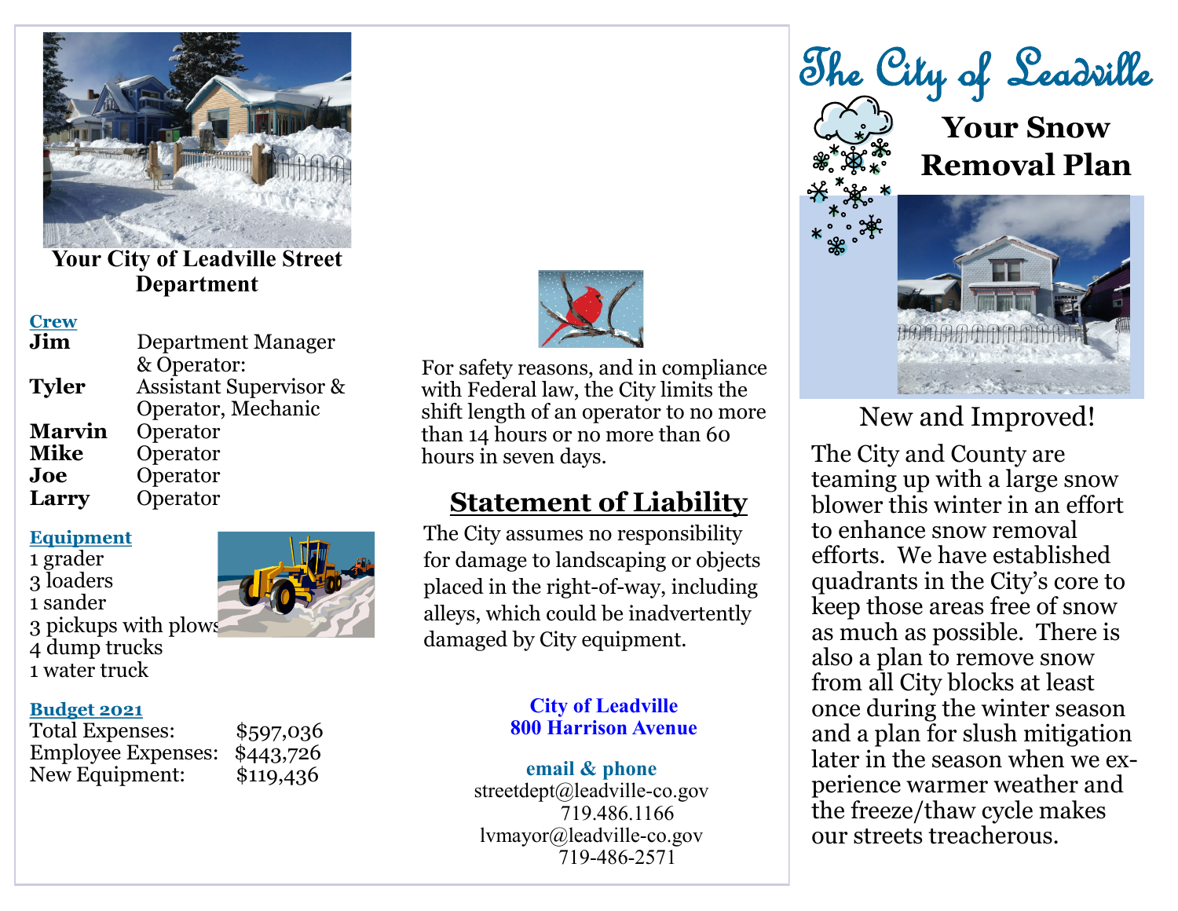# The City of Leadville

## Your Snow Removal Plan

### New and Improved!

The City and County are teaming up with a large snow blower this winter in an effort to enhance snow removal efforts. We have established quadrants in the City's core to keep those areas free of snow as much as possible. There is also a plan to remove snow from all City blocks at least once during the winter season and a plan for slush mitigation later in the season when we experience warmer weather and the freeze/thaw cycle makes our streets treacherous.

## Your City of Leadville Street Department

**Crew**

| | |
|---|---|
| **Jim** | Department Manager & Operator: |
| **Tyler** | Assistant Supervisor & Operator, Mechanic |
| **Marvin** | Operator |
| **Mike** | Operator |
| **Joe** | Operator |
| **Larry** | Operator |

**Equipment**

- 1 grader
- 3 loaders
- 1 sander
- 3 pickups with plows
- 4 dump trucks
- 1 water truck

**Budget 2021**

| | |
|---|---|
| Total Expenses: | $597,036 |
| Employee Expenses: | $443,726 |
| New Equipment: | $119,436 |

For safety reasons, and in compliance with Federal law, the City limits the shift length of an operator to no more than 14 hours or no more than 60 hours in seven days.

## Statement of Liability

The City assumes no responsibility for damage to landscaping or objects placed in the right-of-way, including alleys, which could be inadvertently damaged by City equipment.

**City of Leadville**
**800 Harrison Avenue**

**email & phone**
streetdept@leadville-co.gov
719.486.1166
lvmayor@leadville-co.gov
719-486-2571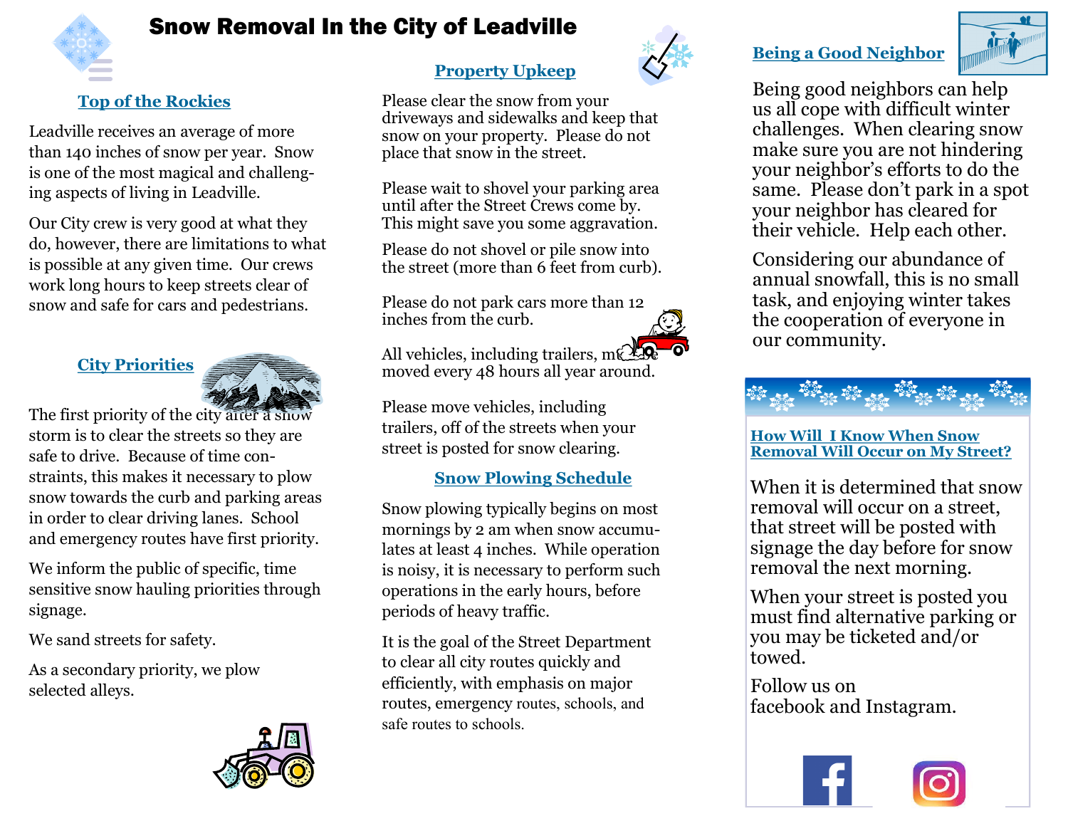# Snow Removal In the City of Leadville

## Top of the Rockies

Leadville receives an average of more than 140 inches of snow per year. Snow is one of the most magical and challenging aspects of living in Leadville.

Our City crew is very good at what they do, however, there are limitations to what is possible at any given time. Our crews work long hours to keep streets clear of snow and safe for cars and pedestrians.

## City Priorities

The first priority of the city after a snow storm is to clear the streets so they are safe to drive. Because of time constraints, this makes it necessary to plow snow towards the curb and parking areas in order to clear driving lanes. School and emergency routes have first priority.

We inform the public of specific, time sensitive snow hauling priorities through signage.

We sand streets for safety.

As a secondary priority, we plow selected alleys.

## Property Upkeep

Please clear the snow from your driveways and sidewalks and keep that snow on your property. Please do not place that snow in the street.

Please wait to shovel your parking area until after the Street Crews come by. This might save you some aggravation.

Please do not shovel or pile snow into the street (more than 6 feet from curb).

Please do not park cars more than 12 inches from the curb.

All vehicles, including trailers, must be moved every 48 hours all year around.

Please move vehicles, including trailers, off of the streets when your street is posted for snow clearing.

## Snow Plowing Schedule

Snow plowing typically begins on most mornings by 2 am when snow accumulates at least 4 inches. While operation is noisy, it is necessary to perform such operations in the early hours, before periods of heavy traffic.

It is the goal of the Street Department to clear all city routes quickly and efficiently, with emphasis on major routes, emergency routes, schools, and safe routes to schools.

## Being a Good Neighbor

Being good neighbors can help us all cope with difficult winter challenges. When clearing snow make sure you are not hindering your neighbor's efforts to do the same. Please don't park in a spot your neighbor has cleared for their vehicle. Help each other.

Considering our abundance of annual snowfall, this is no small task, and enjoying winter takes the cooperation of everyone in our community.

## How Will I Know When Snow Removal Will Occur on My Street?

When it is determined that snow removal will occur on a street, that street will be posted with signage the day before for snow removal the next morning.

When your street is posted you must find alternative parking or you may be ticketed and/or towed.

Follow us on facebook and Instagram.